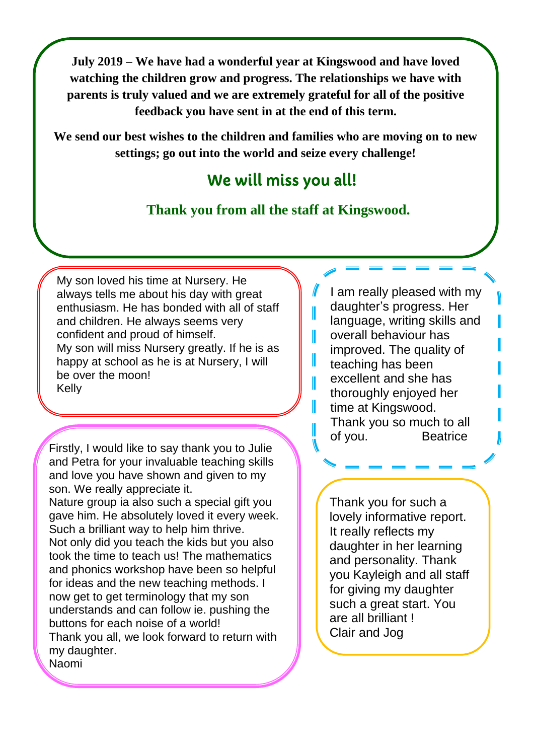**July 2019 – We have had a wonderful year at Kingswood and have loved watching the children grow and progress. The relationships we have with parents is truly valued and we are extremely grateful for all of the positive feedback you have sent in at the end of this term.**

**We send our best wishes to the children and families who are moving on to new settings; go out into the world and seize every challenge!**

## We will miss you all!

**Thank you from all the staff at Kingswood.**

My son loved his time at Nursery. He always tells me about his day with great enthusiasm. He has bonded with all of staff and children. He always seems very confident and proud of himself.
My son will miss Nursery greatly. If he is as happy at school as he is at Nursery, I will be over the moon!
Kelly

Firstly, I would like to say thank you to Julie and Petra for your invaluable teaching skills and love you have shown and given to my son. We really appreciate it.
Nature group ia also such a special gift you gave him. He absolutely loved it every week. Such a brilliant way to help him thrive.
Not only did you teach the kids but you also took the time to teach us! The mathematics and phonics workshop have been so helpful for ideas and the new teaching methods. I now get to get terminology that my son understands and can follow ie. pushing the buttons for each noise of a world!
Thank you all, we look forward to return with my daughter.
Naomi

I am really pleased with my daughter's progress. Her language, writing skills and overall behaviour has improved. The quality of teaching has been excellent and she has thoroughly enjoyed her time at Kingswood.
Thank you so much to all of you. Beatrice

Thank you for such a lovely informative report. It really reflects my daughter in her learning and personality. Thank you Kayleigh and all staff for giving my daughter such a great start. You are all brilliant !
Clair and Jog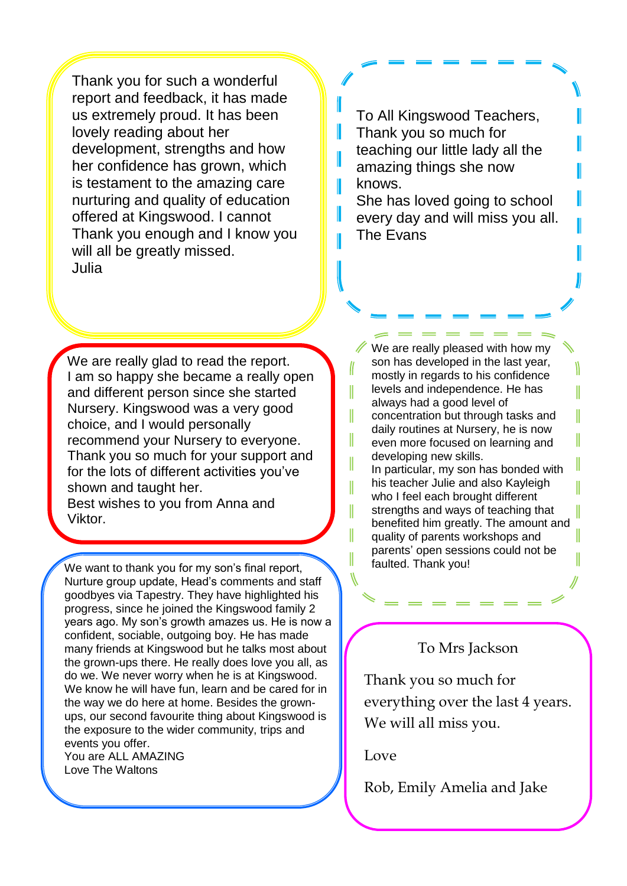Thank you for such a wonderful report and feedback, it has made us extremely proud. It has been lovely reading about her development, strengths and how her confidence has grown, which is testament to the amazing care nurturing and quality of education offered at Kingswood. I cannot Thank you enough and I know you will all be greatly missed.
Julia

---

To All Kingswood Teachers,
Thank you so much for teaching our little lady all the amazing things she now knows.
She has loved going to school every day and will miss you all.
The Evans

---

We are really glad to read the report.
I am so happy she became a really open and different person since she started Nursery. Kingswood was a very good choice, and I would personally recommend your Nursery to everyone.
Thank you so much for your support and for the lots of different activities you've shown and taught her.
Best wishes to you from Anna and Viktor.

---

We are really pleased with how my son has developed in the last year, mostly in regards to his confidence levels and independence. He has always had a good level of concentration but through tasks and daily routines at Nursery, he is now even more focused on learning and developing new skills.
In particular, my son has bonded with his teacher Julie and also Kayleigh who I feel each brought different strengths and ways of teaching that benefited him greatly. The amount and quality of parents workshops and parents' open sessions could not be faulted. Thank you!

---

We want to thank you for my son's final report, Nurture group update, Head's comments and staff goodbyes via Tapestry. They have highlighted his progress, since he joined the Kingswood family 2 years ago. My son's growth amazes us. He is now a confident, sociable, outgoing boy. He has made many friends at Kingswood but he talks most about the grown-ups there. He really does love you all, as do we. We never worry when he is at Kingswood. We know he will have fun, learn and be cared for in the way we do here at home. Besides the grown-ups, our second favourite thing about Kingswood is the exposure to the wider community, trips and events you offer.
You are ALL AMAZING
Love The Waltons

---

To Mrs Jackson

Thank you so much for everything over the last 4 years. We will all miss you.

Love

Rob, Emily Amelia and Jake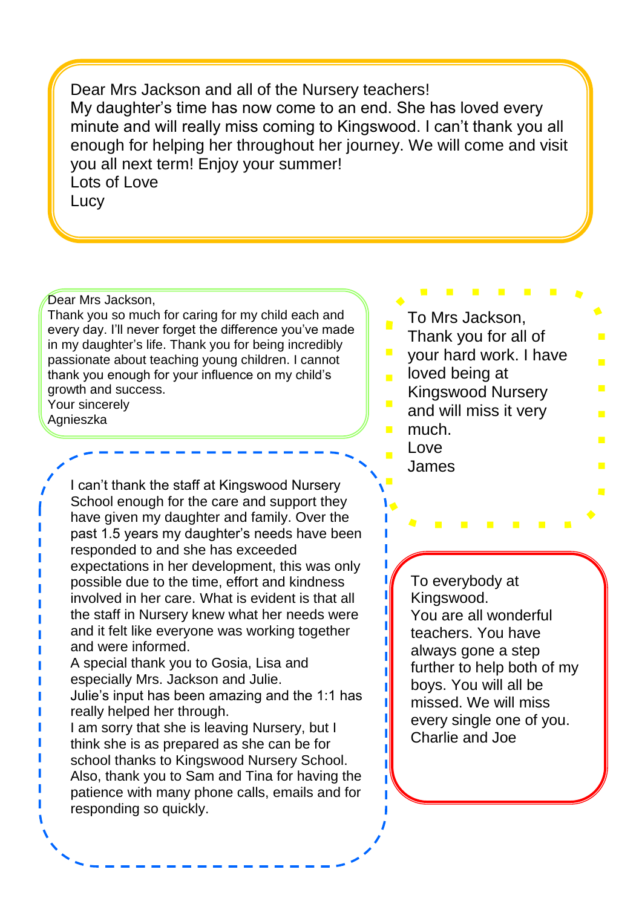Dear Mrs Jackson and all of the Nursery teachers!
My daughter's time has now come to an end. She has loved every minute and will really miss coming to Kingswood. I can't thank you all enough for helping her throughout her journey. We will come and visit you all next term! Enjoy your summer!
Lots of Love
Lucy

---

Dear Mrs Jackson,
Thank you so much for caring for my child each and every day. I'll never forget the difference you've made in my daughter's life. Thank you for being incredibly passionate about teaching young children. I cannot thank you enough for your influence on my child's growth and success.
Your sincerely
Agnieszka

---

I can't thank the staff at Kingswood Nursery School enough for the care and support they have given my daughter and family. Over the past 1.5 years my daughter's needs have been responded to and she has exceeded expectations in her development, this was only possible due to the time, effort and kindness involved in her care. What is evident is that all the staff in Nursery knew what her needs were and it felt like everyone was working together and were informed.
A special thank you to Gosia, Lisa and especially Mrs. Jackson and Julie.
Julie's input has been amazing and the 1:1 has really helped her through.
I am sorry that she is leaving Nursery, but I think she is as prepared as she can be for school thanks to Kingswood Nursery School.
Also, thank you to Sam and Tina for having the patience with many phone calls, emails and for responding so quickly.

---

To Mrs Jackson,
Thank you for all of your hard work. I have loved being at Kingswood Nursery and will miss it very much.
Love
James

---

To everybody at Kingswood.
You are all wonderful teachers. You have always gone a step further to help both of my boys. You will all be missed. We will miss every single one of you.
Charlie and Joe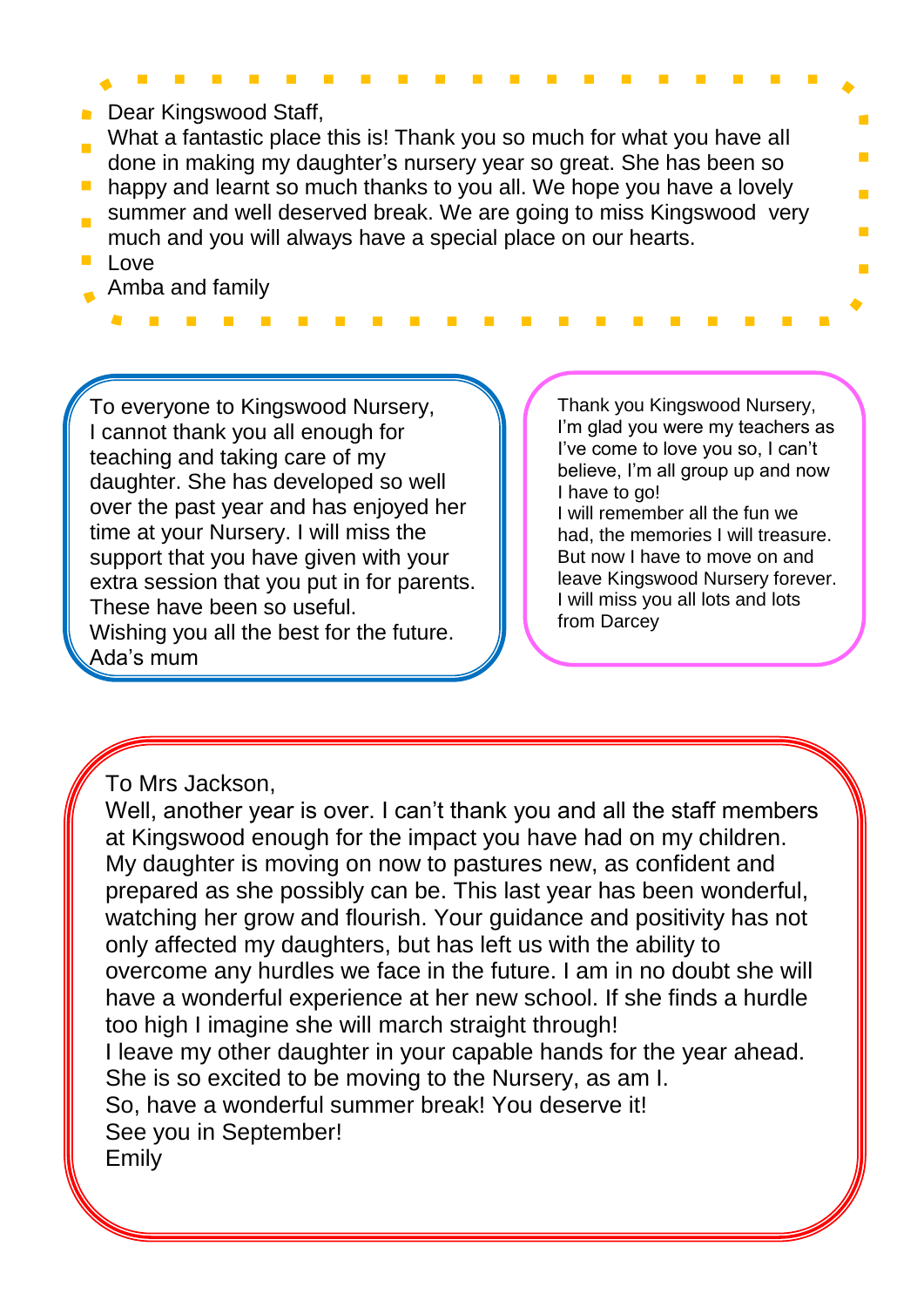Dear Kingswood Staff,
What a fantastic place this is! Thank you so much for what you have all done in making my daughter's nursery year so great. She has been so happy and learnt so much thanks to you all. We hope you have a lovely summer and well deserved break. We are going to miss Kingswood very much and you will always have a special place on our hearts.
Love
Amba and family

---

To everyone to Kingswood Nursery,
I cannot thank you all enough for teaching and taking care of my daughter. She has developed so well over the past year and has enjoyed her time at your Nursery. I will miss the support that you have given with your extra session that you put in for parents. These have been so useful.
Wishing you all the best for the future.
Ada's mum

---

Thank you Kingswood Nursery,
I'm glad you were my teachers as I've come to love you so, I can't believe, I'm all group up and now I have to go!
I will remember all the fun we had, the memories I will treasure. But now I have to move on and leave Kingswood Nursery forever.
I will miss you all lots and lots from Darcey

---

To Mrs Jackson,
Well, another year is over. I can't thank you and all the staff members at Kingswood enough for the impact you have had on my children. My daughter is moving on now to pastures new, as confident and prepared as she possibly can be. This last year has been wonderful, watching her grow and flourish. Your guidance and positivity has not only affected my daughters, but has left us with the ability to overcome any hurdles we face in the future. I am in no doubt she will have a wonderful experience at her new school. If she finds a hurdle too high I imagine she will march straight through!
I leave my other daughter in your capable hands for the year ahead. She is so excited to be moving to the Nursery, as am I.
So, have a wonderful summer break! You deserve it!
See you in September!
Emily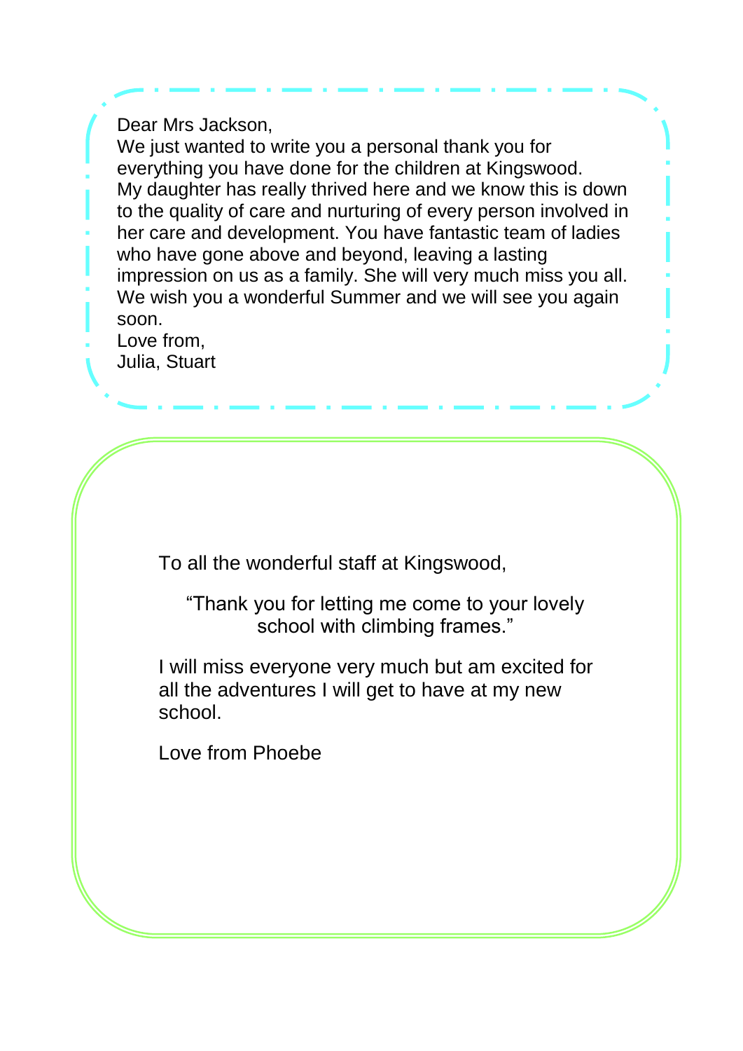Dear Mrs Jackson,

We just wanted to write you a personal thank you for everything you have done for the children at Kingswood. My daughter has really thrived here and we know this is down to the quality of care and nurturing of every person involved in her care and development. You have fantastic team of ladies who have gone above and beyond, leaving a lasting impression on us as a family. She will very much miss you all. We wish you a wonderful Summer and we will see you again soon.

Love from,

Julia, Stuart

---

To all the wonderful staff at Kingswood,

"Thank you for letting me come to your lovely school with climbing frames."

I will miss everyone very much but am excited for all the adventures I will get to have at my new school.

Love from Phoebe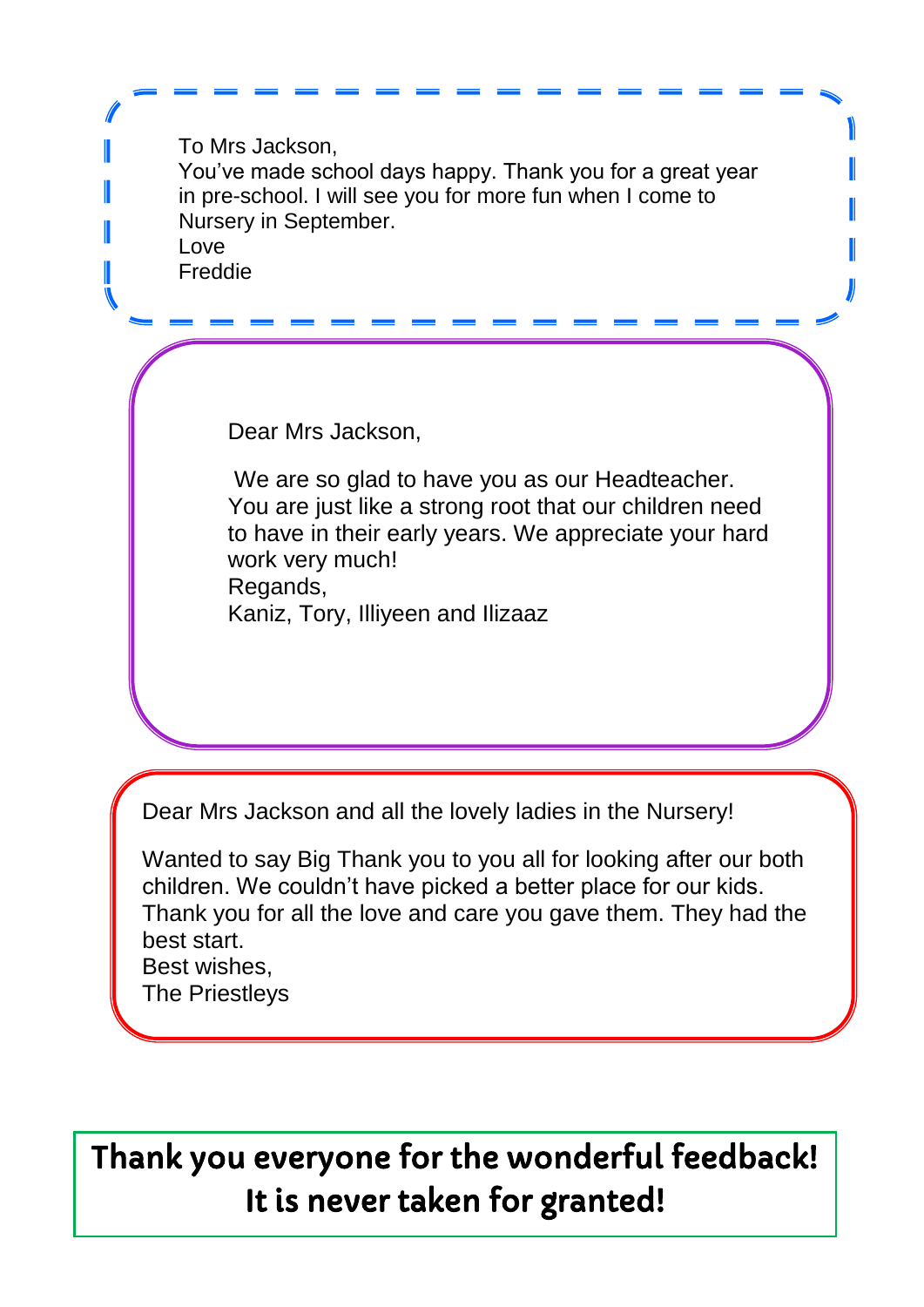To Mrs Jackson,
You've made school days happy. Thank you for a great year in pre-school. I will see you for more fun when I come to Nursery in September.
Love
Freddie

Dear Mrs Jackson,

We are so glad to have you as our Headteacher. You are just like a strong root that our children need to have in their early years. We appreciate your hard work very much!
Regands,
Kaniz, Tory, Illiyeen and Ilizaaz

Dear Mrs Jackson and all the lovely ladies in the Nursery!

Wanted to say Big Thank you to you all for looking after our both children. We couldn't have picked a better place for our kids. Thank you for all the love and care you gave them. They had the best start.
Best wishes,
The Priestleys

**Thank you everyone for the wonderful feedback! It is never taken for granted!**